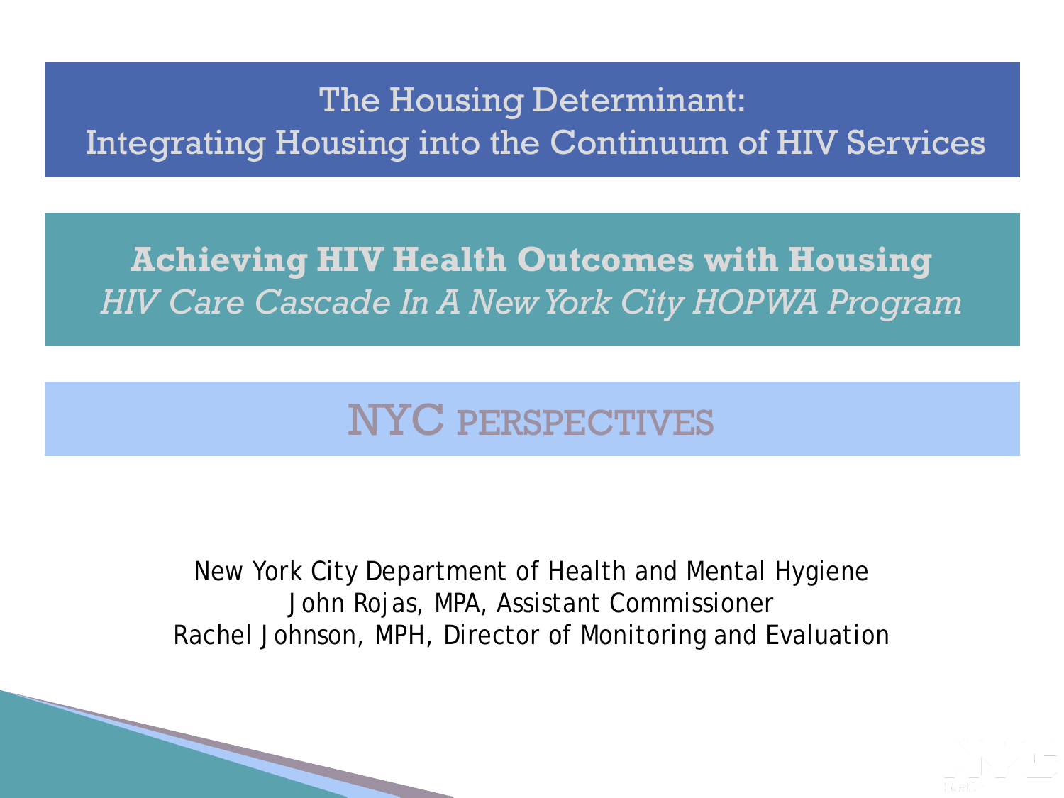# The Housing Determinant:
# Integrating Housing into the Continuum of HIV Services

## Achieving HIV Health Outcomes with Housing

*HIV Care Cascade In A New York City HOPWA Program*

## NYC PERSPECTIVES

New York City Department of Health and Mental Hygiene
John Rojas, MPA, Assistant Commissioner
Rachel Johnson, MPH, Director of Monitoring and Evaluation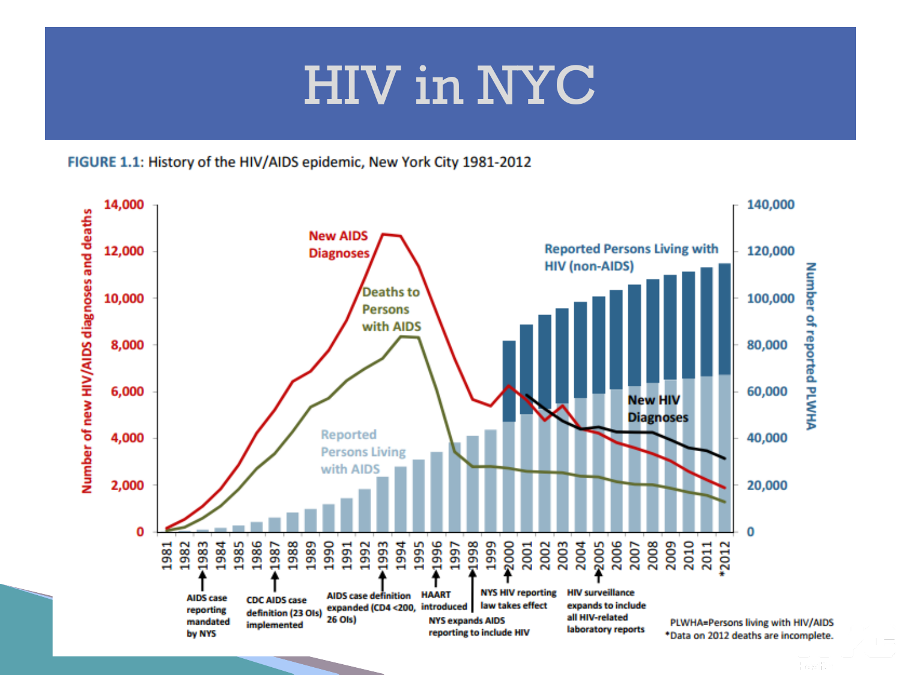# HIV in NYC

**FIGURE 1.1:** History of the HIV/AIDS epidemic, New York City 1981-2012

New AIDS Diagnoses

Deaths to Persons with AIDS

Reported Persons Living with AIDS

Reported Persons Living with HIV (non-AIDS)

New HIV Diagnoses

Number of new HIV/AIDS diagnoses and deaths

Number of reported PLWHA

- 1983: AIDS case reporting mandated by NYS
- 1987: CDC AIDS case definition (23 OIs) implemented
- 1993: AIDS case definition expanded (CD4 <200, 26 OIs)
- 1996: HAART introduced
- 1998: NYS expands AIDS reporting to include HIV
- 2000: NYS HIV reporting law takes effect
- 2005: HIV surveillance expands to include all HIV-related laboratory reports

PLWHA=Persons living with HIV/AIDS

*Data on 2012 deaths are incomplete.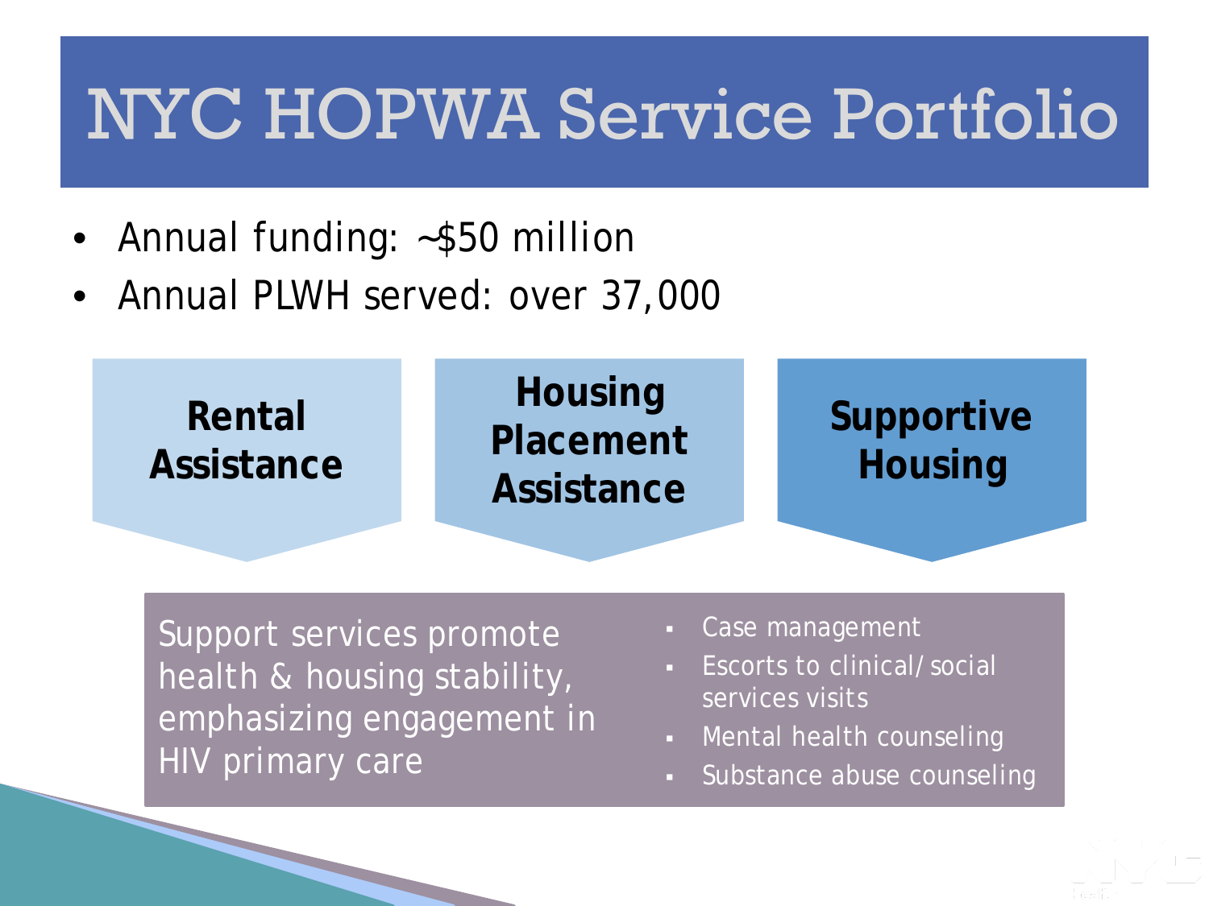# NYC HOPWA Service Portfolio

- Annual funding: ~$50 million
- Annual PLWH served: over 37,000

**Rental Assistance**

**Housing Placement Assistance**

**Supportive Housing**

Support services promote health & housing stability, emphasizing engagement in HIV primary care

- Case management
- Escorts to clinical/social services visits
- Mental health counseling
- Substance abuse counseling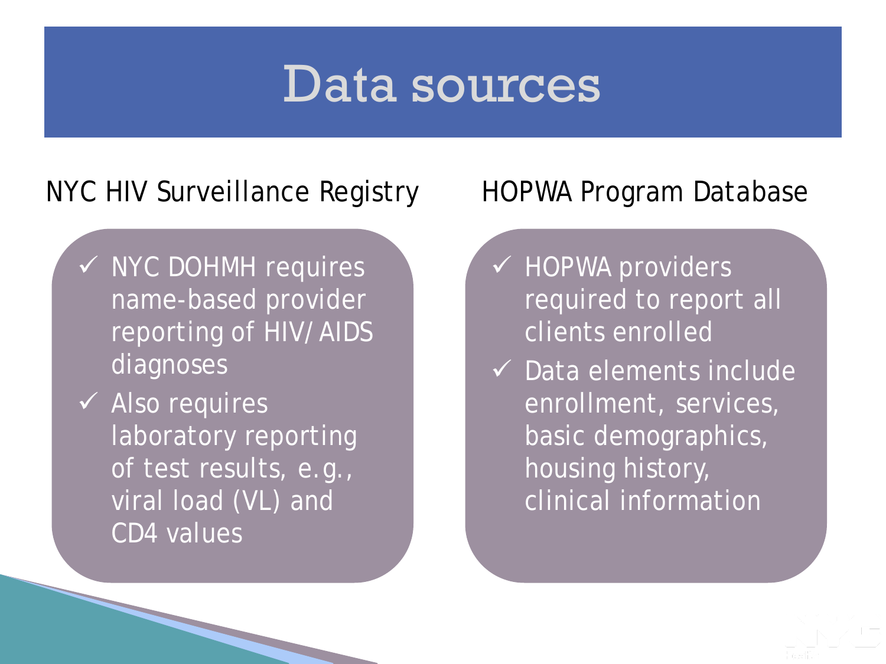# Data sources

## NYC HIV Surveillance Registry

- ✓ NYC DOHMH requires name-based provider reporting of HIV/AIDS diagnoses
- ✓ Also requires laboratory reporting of test results, e.g., viral load (VL) and CD4 values

## HOPWA Program Database

- ✓ HOPWA providers required to report all clients enrolled
- ✓ Data elements include enrollment, services, basic demographics, housing history, clinical information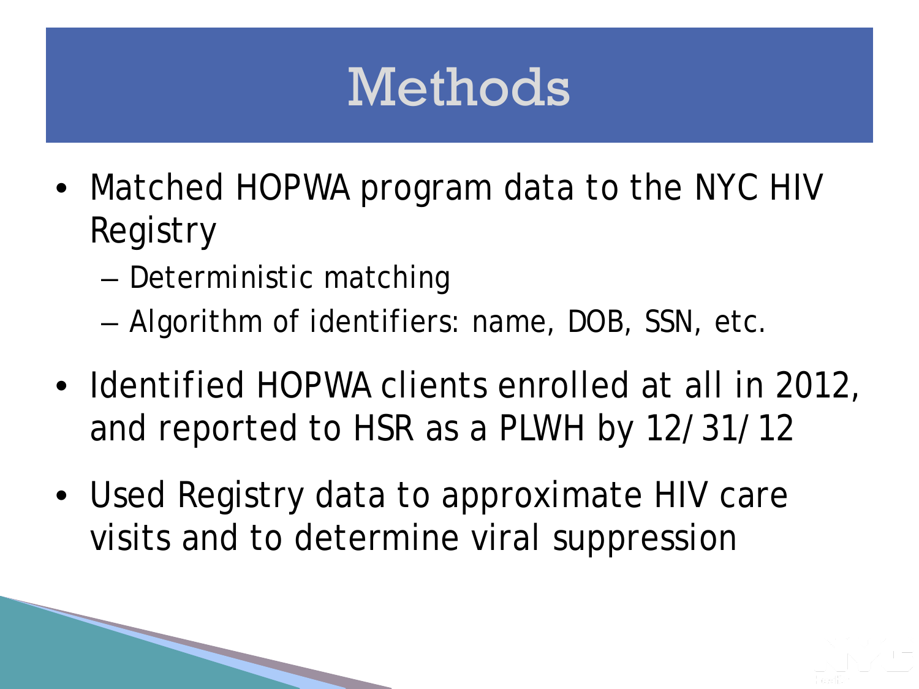# Methods

- Matched HOPWA program data to the NYC HIV Registry
  - Deterministic matching
  - Algorithm of identifiers: name, DOB, SSN, etc.
- Identified HOPWA clients enrolled at all in 2012, and reported to HSR as a PLWH by 12/31/12
- Used Registry data to approximate HIV care visits and to determine viral suppression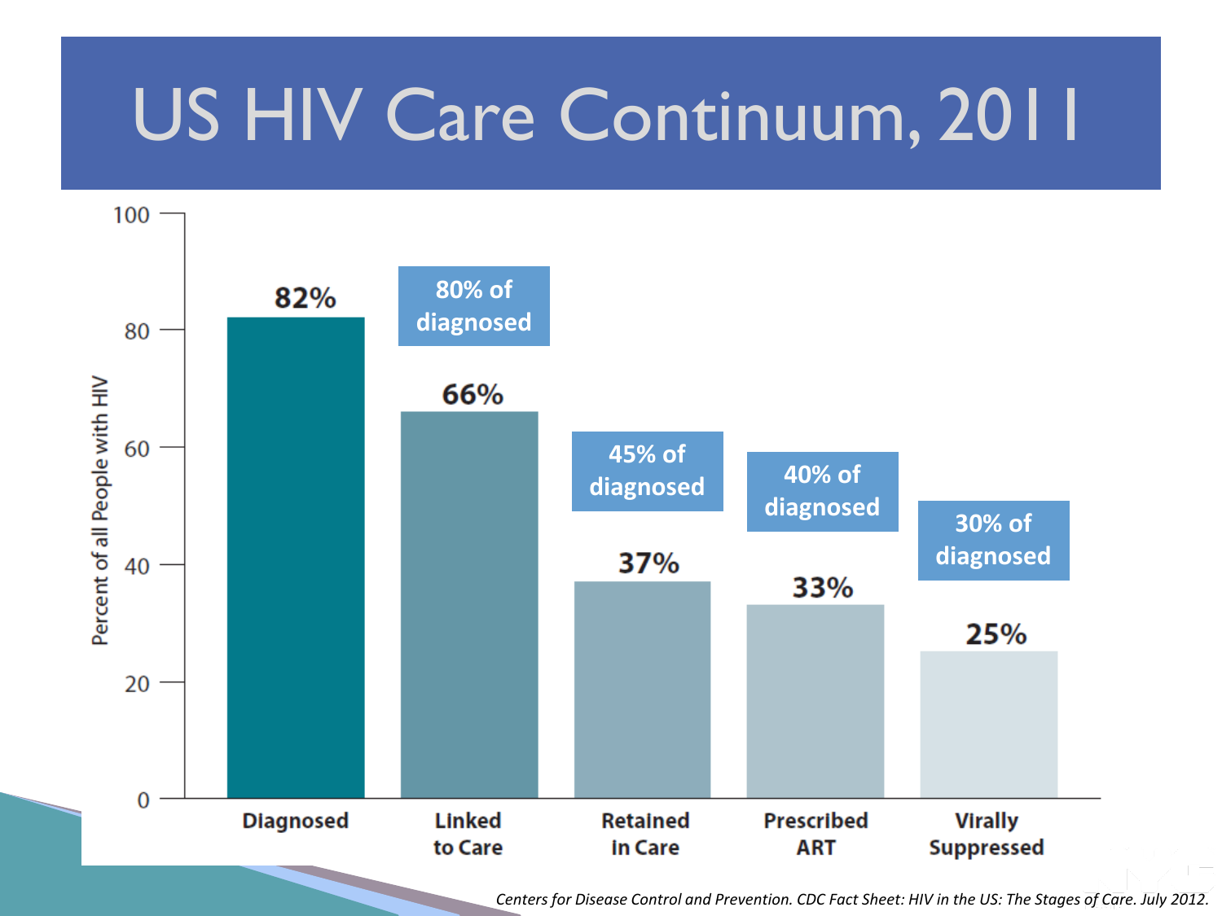# US HIV Care Continuum, 2011

| Stage | Percent of all People with HIV | Percent of diagnosed |
| --- | --- | --- |
| Diagnosed | 82% | |
| Linked to Care | 66% | 80% of diagnosed |
| Retained in Care | 37% | 45% of diagnosed |
| Prescribed ART | 33% | 40% of diagnosed |
| Virally Suppressed | 25% | 30% of diagnosed |

*Centers for Disease Control and Prevention. CDC Fact Sheet: HIV in the US: The Stages of Care. July 2012.*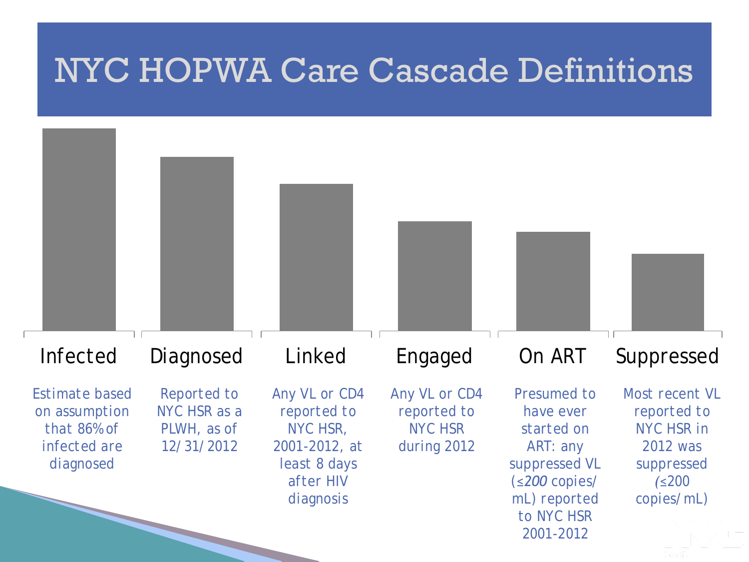# NYC HOPWA Care Cascade Definitions

| Infected | Diagnosed | Linked | Engaged | On ART | Suppressed |
| --- | --- | --- | --- | --- | --- |
| Estimate based on assumption that 86% of infected are diagnosed | Reported to NYC HSR as a PLWH, as of 12/31/2012 | Any VL or CD4 reported to NYC HSR, 2001-2012, at least 8 days after HIV diagnosis | Any VL or CD4 reported to NYC HSR during 2012 | Presumed to have ever started on ART: any suppressed VL (≤200 copies/mL) reported to NYC HSR 2001-2012 | Most recent VL reported to NYC HSR in 2012 was suppressed (≤200 copies/mL) |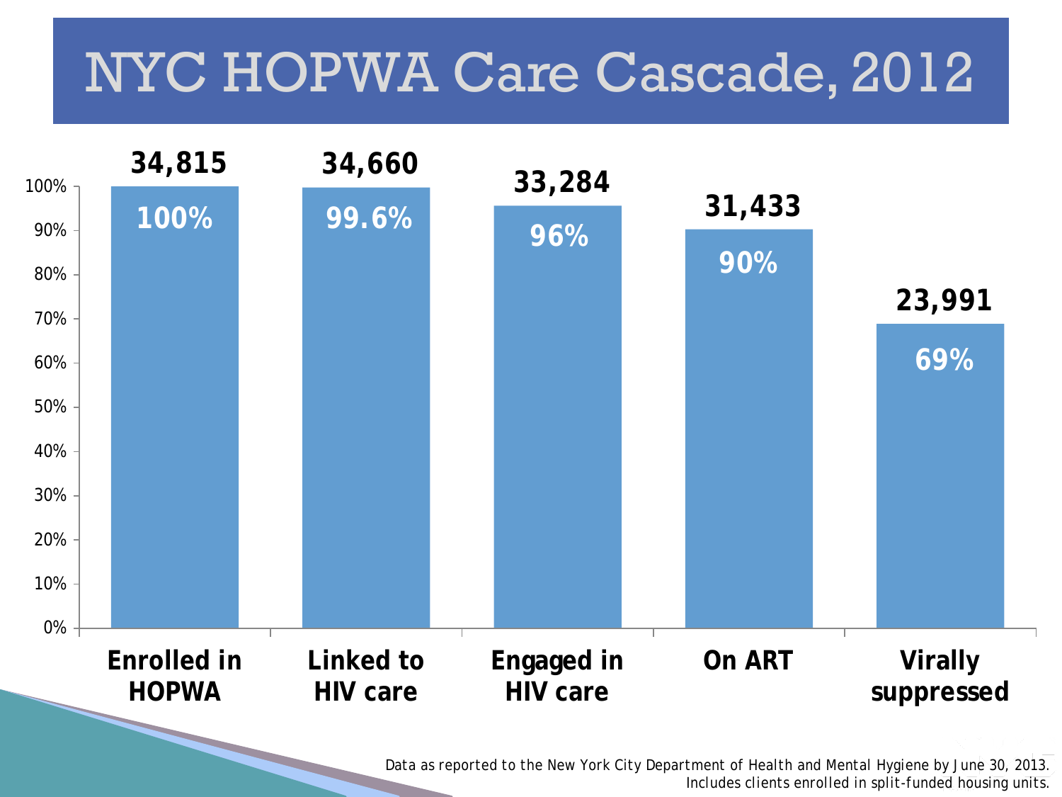# NYC HOPWA Care Cascade, 2012

| Stage | Number | Percent |
| --- | --- | --- |
| Enrolled in HOPWA | 34,815 | 100% |
| Linked to HIV care | 34,660 | 99.6% |
| Engaged in HIV care | 33,284 | 96% |
| On ART | 31,433 | 90% |
| Virally suppressed | 23,991 | 69% |

Data as reported to the New York City Department of Health and Mental Hygiene by June 30, 2013.
Includes clients enrolled in split-funded housing units.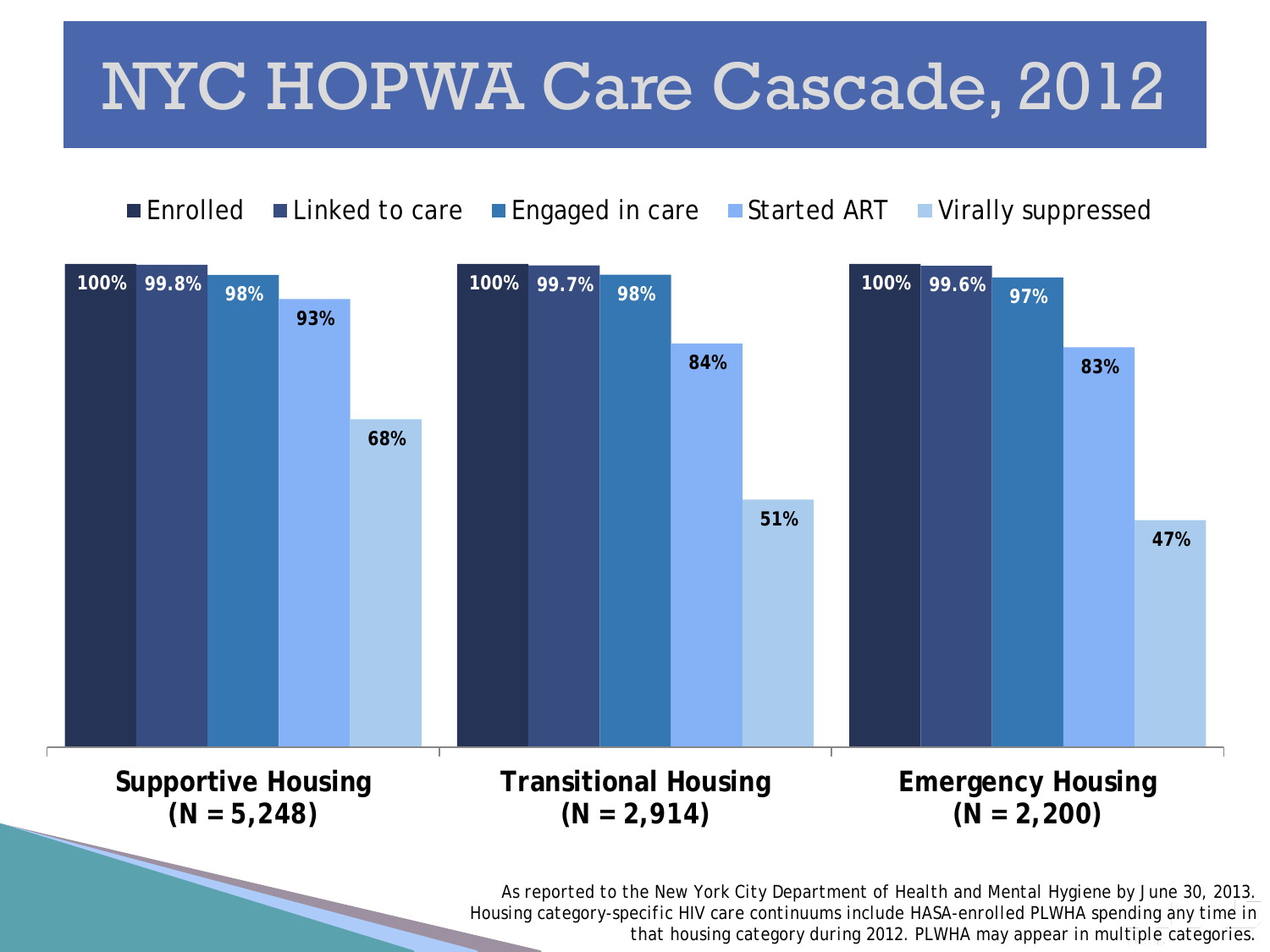# NYC HOPWA Care Cascade, 2012

| | Enrolled | Linked to care | Engaged in care | Started ART | Virally suppressed |
|---|---|---|---|---|---|
| Supportive Housing (N = 5,248) | 100% | 99.8% | 98% | 93% | 68% |
| Transitional Housing (N = 2,914) | 100% | 99.7% | 98% | 84% | 51% |
| Emergency Housing (N = 2,200) | 100% | 99.6% | 97% | 83% | 47% |

As reported to the New York City Department of Health and Mental Hygiene by June 30, 2013. Housing category-specific HIV care continuums include HASA-enrolled PLWHA spending any time in that housing category during 2012. PLWHA may appear in multiple categories.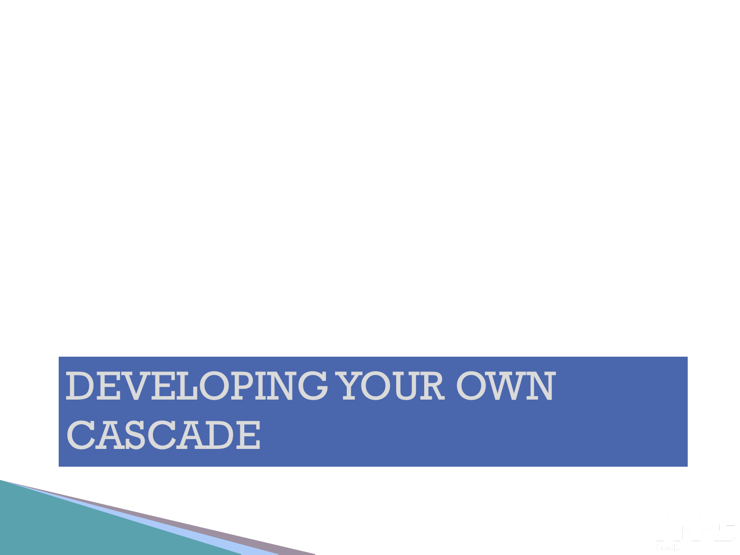# DEVELOPING YOUR OWN CASCADE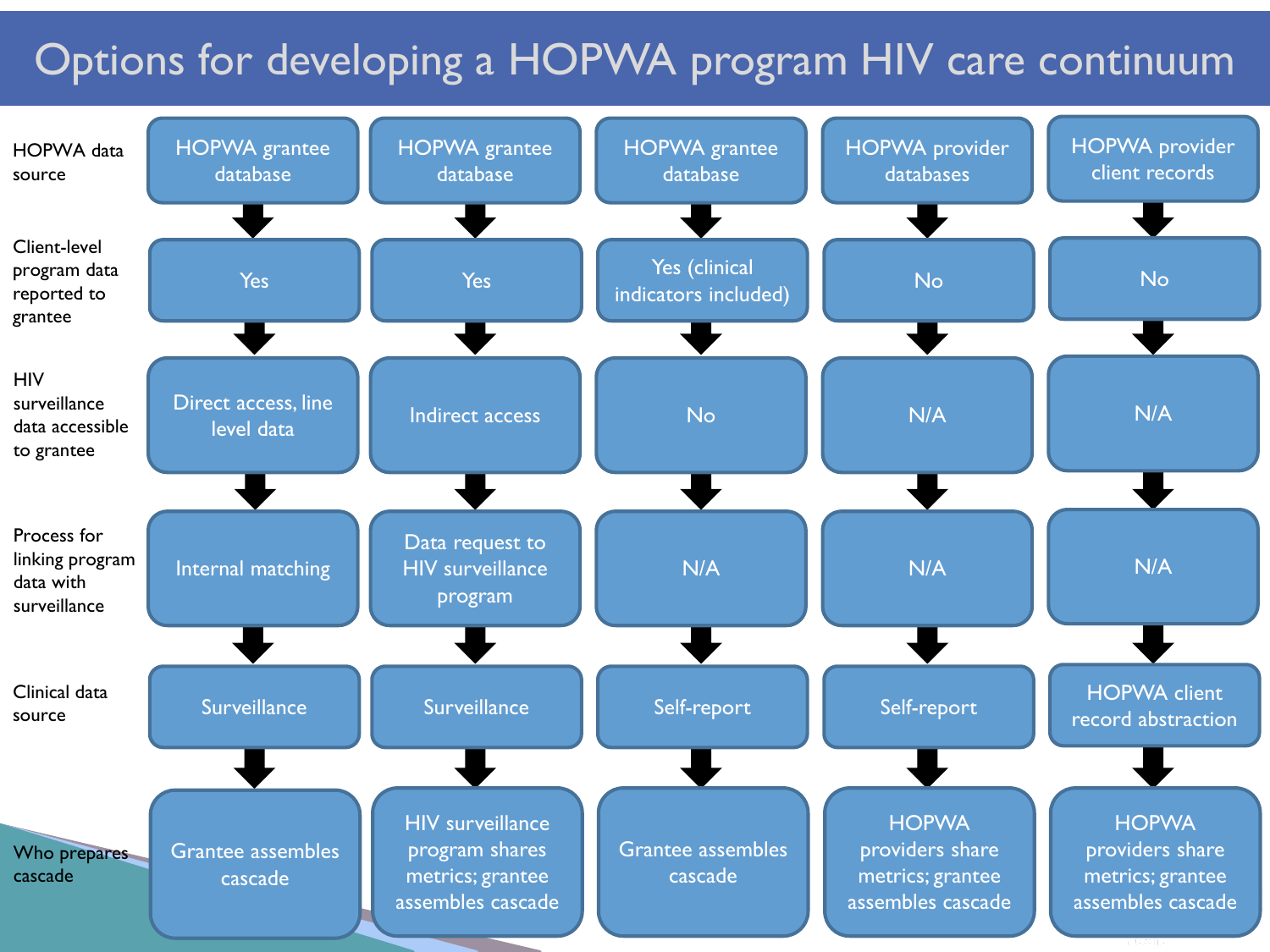# Options for developing a HOPWA program HIV care continuum

| | Option 1 | Option 2 | Option 3 | Option 4 | Option 5 |
|---|---|---|---|---|---|
| HOPWA data source | HOPWA grantee database | HOPWA grantee database | HOPWA grantee database | HOPWA provider databases | HOPWA provider client records |
| Client-level program data reported to grantee | Yes | Yes | Yes (clinical indicators included) | No | No |
| HIV surveillance data accessible to grantee | Direct access, line level data | Indirect access | No | N/A | N/A |
| Process for linking program data with surveillance | Internal matching | Data request to HIV surveillance program | N/A | N/A | N/A |
| Clinical data source | Surveillance | Surveillance | Self-report | Self-report | HOPWA client record abstraction |
| Who prepares cascade | Grantee assembles cascade | HIV surveillance program shares metrics; grantee assembles cascade | Grantee assembles cascade | HOPWA providers share metrics; grantee assembles cascade | HOPWA providers share metrics; grantee assembles cascade |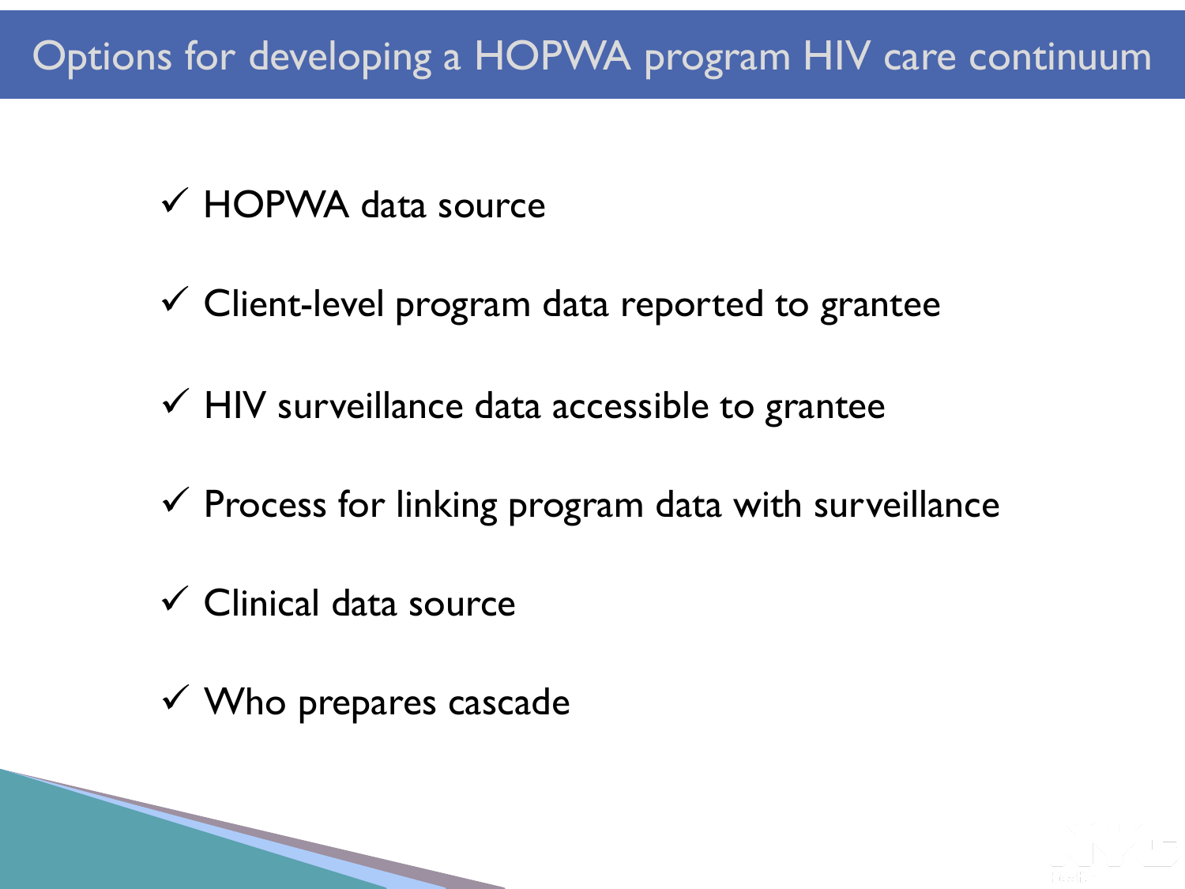# Options for developing a HOPWA program HIV care continuum

- ✓ HOPWA data source
- ✓ Client-level program data reported to grantee
- ✓ HIV surveillance data accessible to grantee
- ✓ Process for linking program data with surveillance
- ✓ Clinical data source
- ✓ Who prepares cascade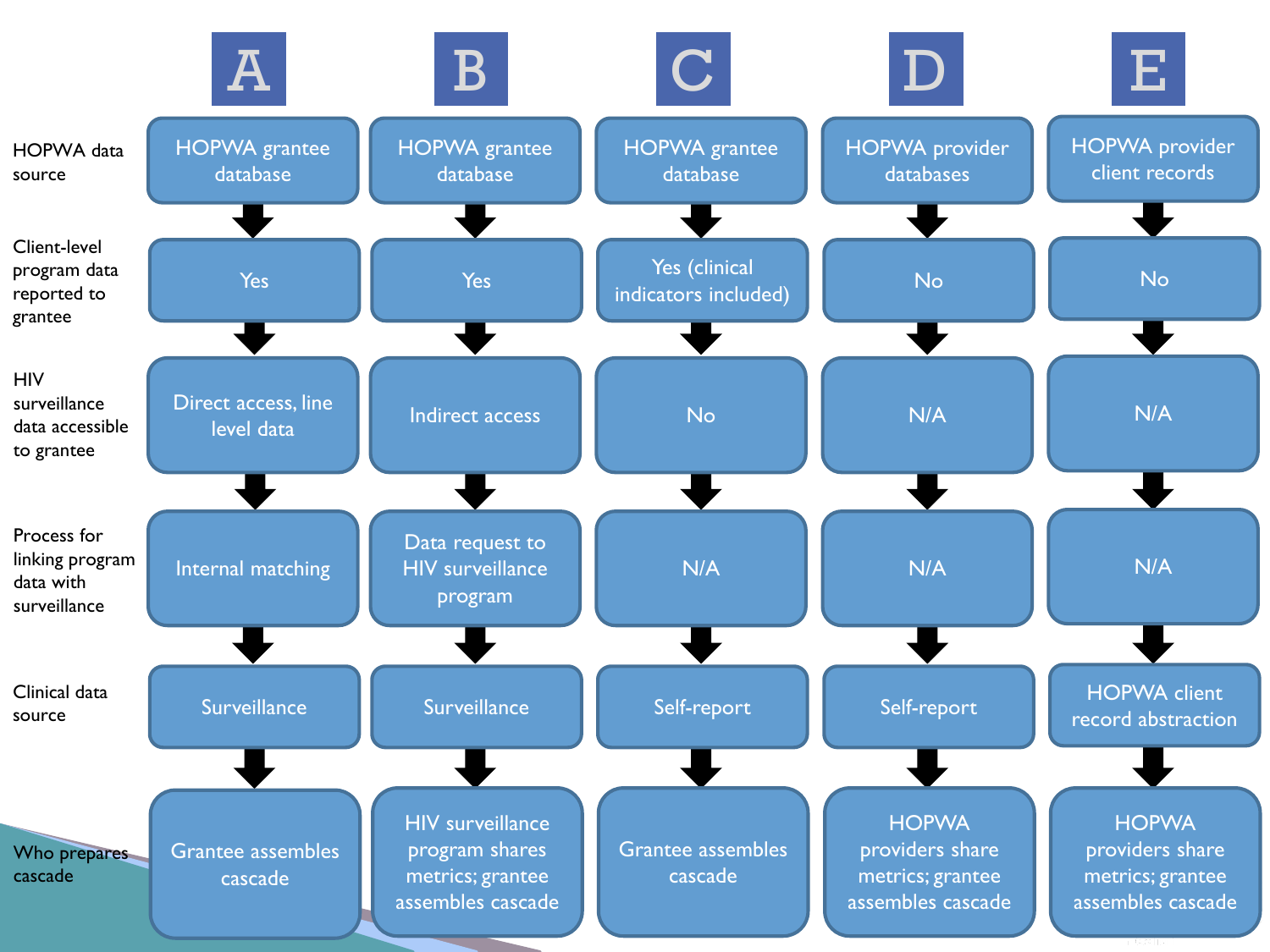| | A | B | C | D | E |
|---|---|---|---|---|---|
| HOPWA data source | HOPWA grantee database | HOPWA grantee database | HOPWA grantee database | HOPWA provider databases | HOPWA provider client records |
| Client-level program data reported to grantee | Yes | Yes | Yes (clinical indicators included) | No | No |
| HIV surveillance data accessible to grantee | Direct access, line level data | Indirect access | No | N/A | N/A |
| Process for linking program data with surveillance | Internal matching | Data request to HIV surveillance program | N/A | N/A | N/A |
| Clinical data source | Surveillance | Surveillance | Self-report | Self-report | HOPWA client record abstraction |
| Who prepares cascade | Grantee assembles cascade | HIV surveillance program shares metrics; grantee assembles cascade | Grantee assembles cascade | HOPWA providers share metrics; grantee assembles cascade | HOPWA providers share metrics; grantee assembles cascade |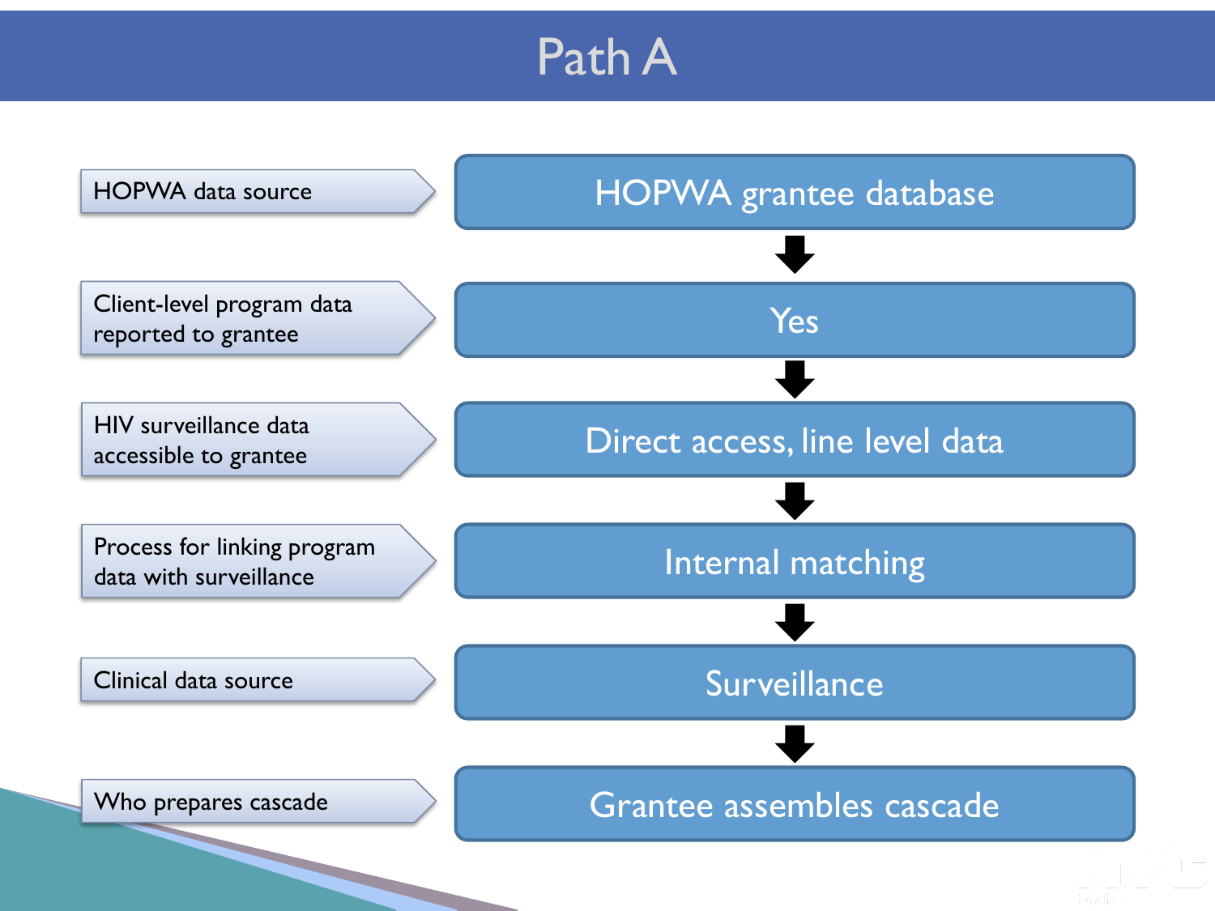# Path A

| | |
|---|---|
| HOPWA data source | HOPWA grantee database |
| Client-level program data reported to grantee | Yes |
| HIV surveillance data accessible to grantee | Direct access, line level data |
| Process for linking program data with surveillance | Internal matching |
| Clinical data source | Surveillance |
| Who prepares cascade | Grantee assembles cascade |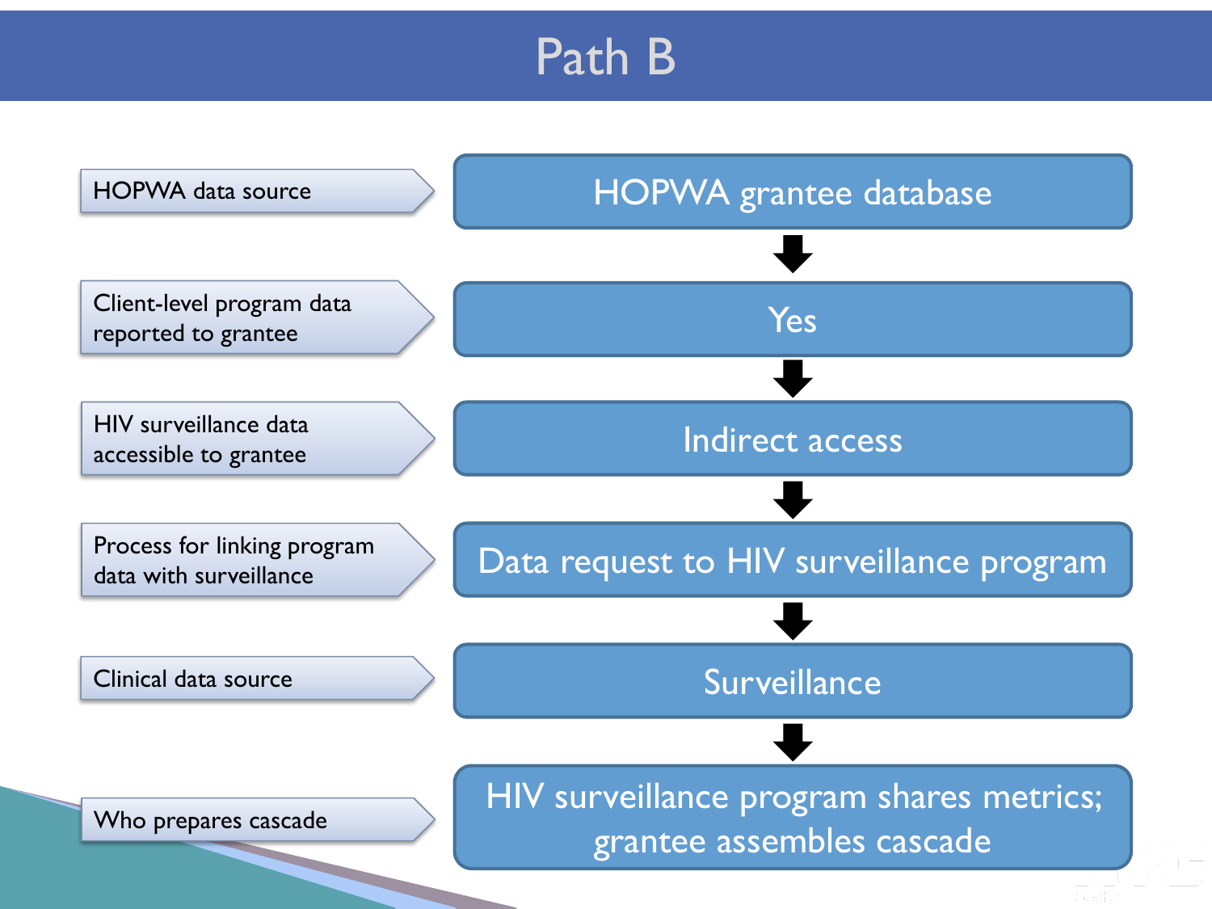# Path B

| | |
|---|---|
| HOPWA data source | HOPWA grantee database |
| Client-level program data reported to grantee | Yes |
| HIV surveillance data accessible to grantee | Indirect access |
| Process for linking program data with surveillance | Data request to HIV surveillance program |
| Clinical data source | Surveillance |
| Who prepares cascade | HIV surveillance program shares metrics; grantee assembles cascade |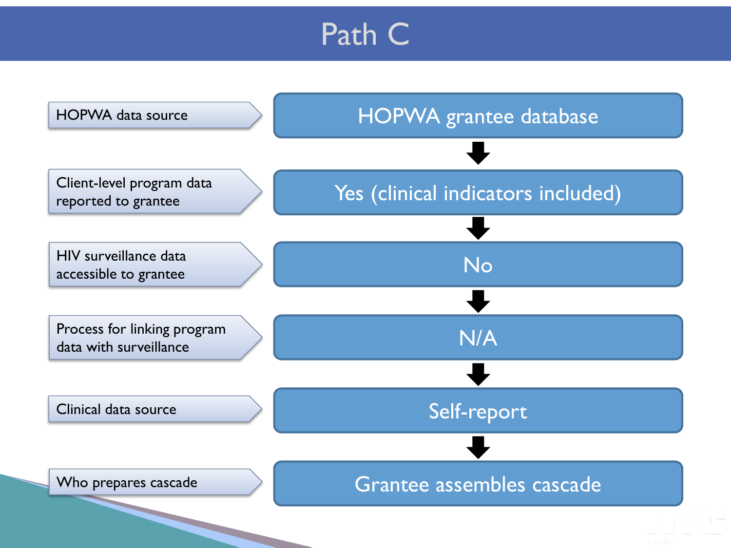# Path C

| | |
|---|---|
| HOPWA data source | HOPWA grantee database |
| Client-level program data reported to grantee | Yes (clinical indicators included) |
| HIV surveillance data accessible to grantee | No |
| Process for linking program data with surveillance | N/A |
| Clinical data source | Self-report |
| Who prepares cascade | Grantee assembles cascade |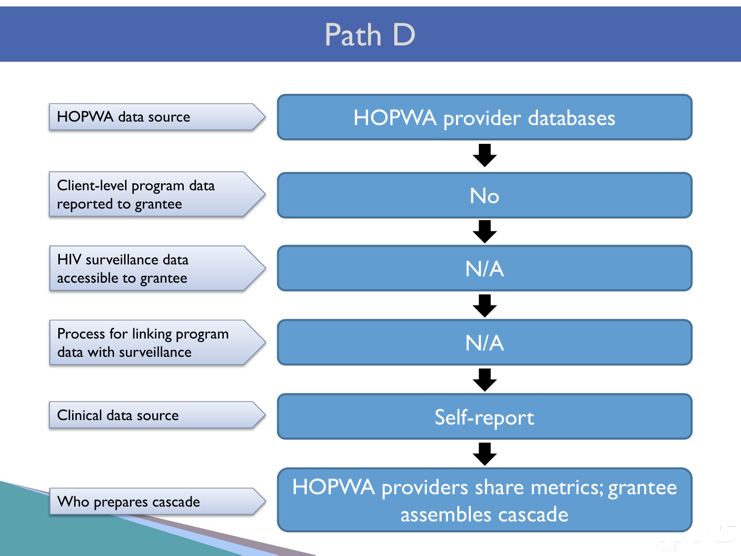# Path D

| | |
|---|---|
| HOPWA data source | HOPWA provider databases |
| Client-level program data reported to grantee | No |
| HIV surveillance data accessible to grantee | N/A |
| Process for linking program data with surveillance | N/A |
| Clinical data source | Self-report |
| Who prepares cascade | HOPWA providers share metrics; grantee assembles cascade |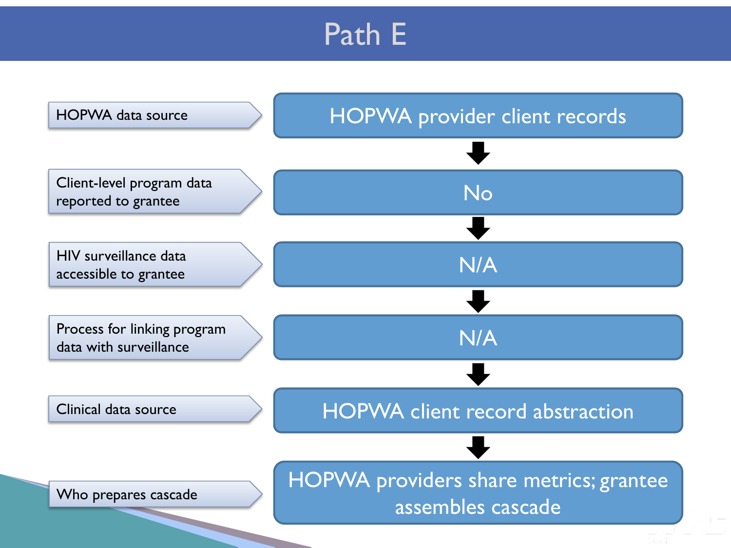# Path E

| | |
|---|---|
| HOPWA data source | HOPWA provider client records |
| Client-level program data reported to grantee | No |
| HIV surveillance data accessible to grantee | N/A |
| Process for linking program data with surveillance | N/A |
| Clinical data source | HOPWA client record abstraction |
| Who prepares cascade | HOPWA providers share metrics; grantee assembles cascade |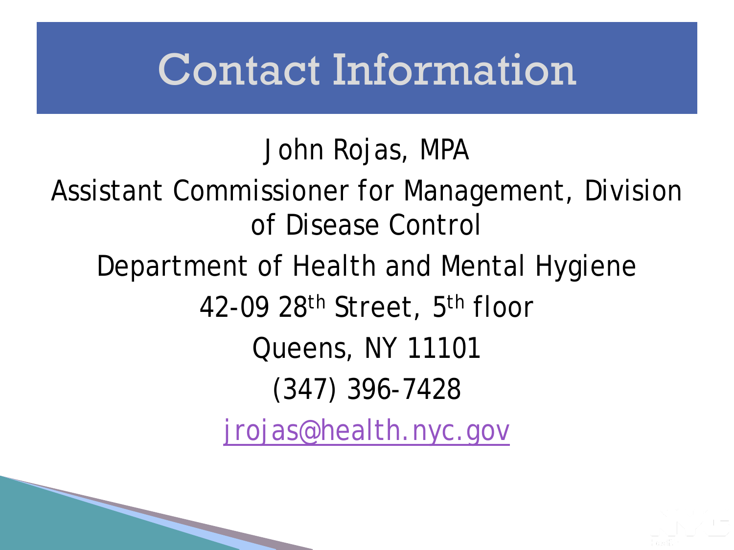# Contact Information

John Rojas, MPA

Assistant Commissioner for Management, Division of Disease Control

Department of Health and Mental Hygiene

42-09 28th Street, 5th floor

Queens, NY 11101

(347) 396-7428

jrojas@health.nyc.gov